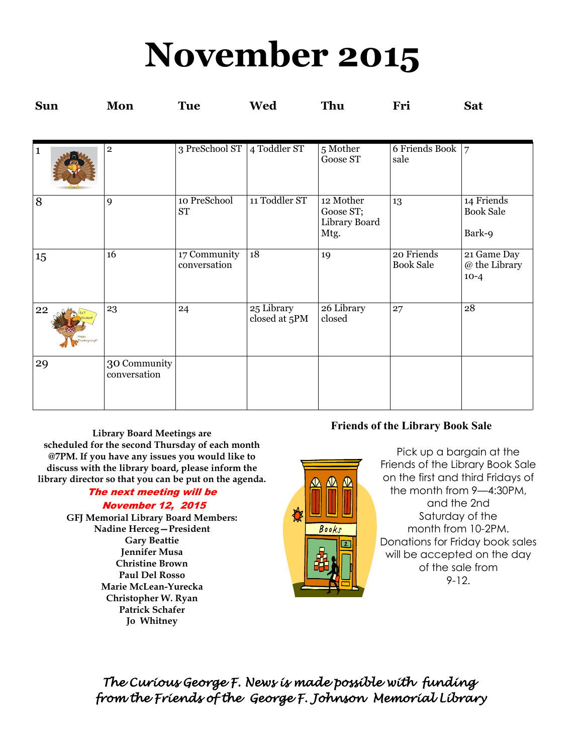# November 2015

| Sun | Mon | Tue | Wed | Thu | Fri | Sat |
|---|---|---|---|---|---|---|
| 1 | 2 | 3 PreSchool ST | 4 Toddler ST | 5 Mother Goose ST | 6 Friends Book sale | 7 |
| 8 | 9 | 10 PreSchool ST | 11 Toddler ST | 12 Mother Goose ST; Library Board Mtg. | 13 | 14 Friends Book Sale<br><br>Bark-9 |
| 15 | 16 | 17 Community conversation | 18 | 19 | 20 Friends Book Sale | 21 Game Day @ the Library 10-4 |
| 22 | 23 | 24 | 25 Library closed at 5PM | 26 Library closed | 27 | 28 |
| 29 | 30 Community conversation | | | | | |

**Library Board Meetings are scheduled for the second Thursday of each month @7PM. If you have any issues you would like to discuss with the library board, please inform the library director so that you can be put on the agenda.**

***The next meeting will be November 12, 2015***

**GFJ Memorial Library Board Members:**
**Nadine Herceg—President**
**Gary Beattie**
**Jennifer Musa**
**Christine Brown**
**Paul Del Rosso**
**Marie McLean-Yurecka**
**Christopher W. Ryan**
**Patrick Schafer**
**Jo Whitney**

**Friends of the Library Book Sale**

Pick up a bargain at the Friends of the Library Book Sale on the first and third Fridays of the month from 9—4:30PM, and the 2nd Saturday of the month from 10-2PM. Donations for Friday book sales will be accepted on the day of the sale from 9-12.

*The Curious George F. News is made possible with funding from the Friends of the George F. Johnson Memorial Library*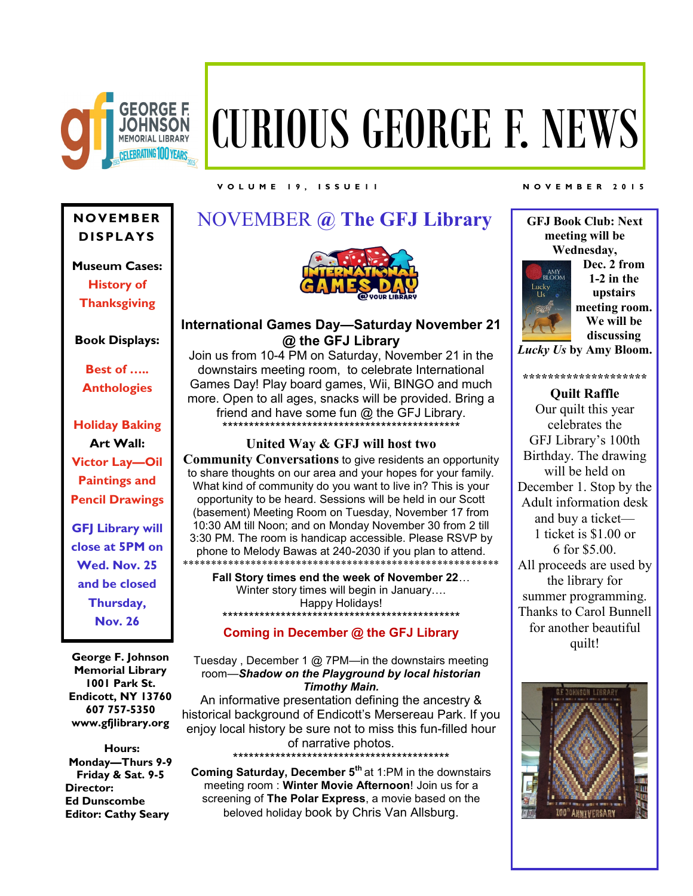# CURIOUS GEORGE F. NEWS

VOLUME 19, ISSUE 11 — NOVEMBER 2015

## NOVEMBER DISPLAYS

**Museum Cases:**

**History of Thanksgiving**

**Book Displays:**

**Best of ….. Anthologies**

**Holiday Baking**

**Art Wall:**

**Victor Lay—Oil Paintings and Pencil Drawings**

**GFJ Library will close at 5PM on Wed. Nov. 25 and be closed Thursday, Nov. 26**

**George F. Johnson Memorial Library**
**1001 Park St.**
**Endicott, NY 13760**
**607 757-5350**
**www.gfjlibrary.org**

**Hours:**
**Monday—Thurs 9-9**
**Friday & Sat. 9-5**
**Director:**
**Ed Dunscombe**
**Editor: Cathy Seary**

## NOVEMBER @ The GFJ Library

**International Games Day—Saturday November 21 @ the GFJ Library**

Join us from 10-4 PM on Saturday, November 21 in the downstairs meeting room, to celebrate International Games Day! Play board games, Wii, BINGO and much more. Open to all ages, snacks will be provided. Bring a friend and have some fun @ the GFJ Library.

\*\*\*\*\*\*\*\*\*\*\*\*\*\*\*\*\*\*\*\*\*\*\*\*\*\*\*\*\*\*\*\*\*\*\*\*\*\*\*\*\*\*\*\*\*\*\*

**United Way & GFJ will host two Community Conversations** to give residents an opportunity to share thoughts on our area and your hopes for your family. What kind of community do you want to live in? This is your opportunity to be heard. Sessions will be held in our Scott (basement) Meeting Room on Tuesday, November 17 from 10:30 AM till Noon; and on Monday November 30 from 2 till 3:30 PM. The room is handicap accessible. Please RSVP by phone to Melody Bawas at 240-2030 if you plan to attend.

\*\*\*\*\*\*\*\*\*\*\*\*\*\*\*\*\*\*\*\*\*\*\*\*\*\*\*\*\*\*\*\*\*\*\*\*\*\*\*\*\*\*\*\*\*\*\*\*\*\*\*\*\*\*\*\*\*\*\*\*

**Fall Story times end the week of November 22**…
Winter story times will begin in January….
Happy Holidays!

\*\*\*\*\*\*\*\*\*\*\*\*\*\*\*\*\*\*\*\*\*\*\*\*\*\*\*\*\*\*\*\*\*\*\*\*\*\*\*\*\*\*\*\*\*\*\*

### Coming in December @ the GFJ Library

Tuesday , December 1 @ 7PM—in the downstairs meeting room—***Shadow on the Playground by local historian Timothy Main.***
An informative presentation defining the ancestry & historical background of Endicott's Mersereau Park. If you enjoy local history be sure not to miss this fun-filled hour of narrative photos.

\*\*\*\*\*\*\*\*\*\*\*\*\*\*\*\*\*\*\*\*\*\*\*\*\*\*\*\*\*\*\*\*\*\*\*\*\*\*\*\*\*\*\*

**Coming Saturday, December 5th** at 1:PM in the downstairs meeting room : **Winter Movie Afternoon**! Join us for a screening of **The Polar Express**, a movie based on the beloved holiday book by Chris Van Allsburg.

**GFJ Book Club: Next meeting will be Wednesday, Dec. 2 from 1-2 in the upstairs meeting room. We will be discussing *Lucky Us* by Amy Bloom.**

\*\*\*\*\*\*\*\*\*\*\*\*\*\*\*\*\*\*\*\*

**Quilt Raffle**

Our quilt this year celebrates the GFJ Library's 100th Birthday. The drawing will be held on December 1. Stop by the Adult information desk and buy a ticket—
1 ticket is $1.00 or
6 for $5.00.
All proceeds are used by the library for summer programming. Thanks to Carol Bunnell for another beautiful quilt!